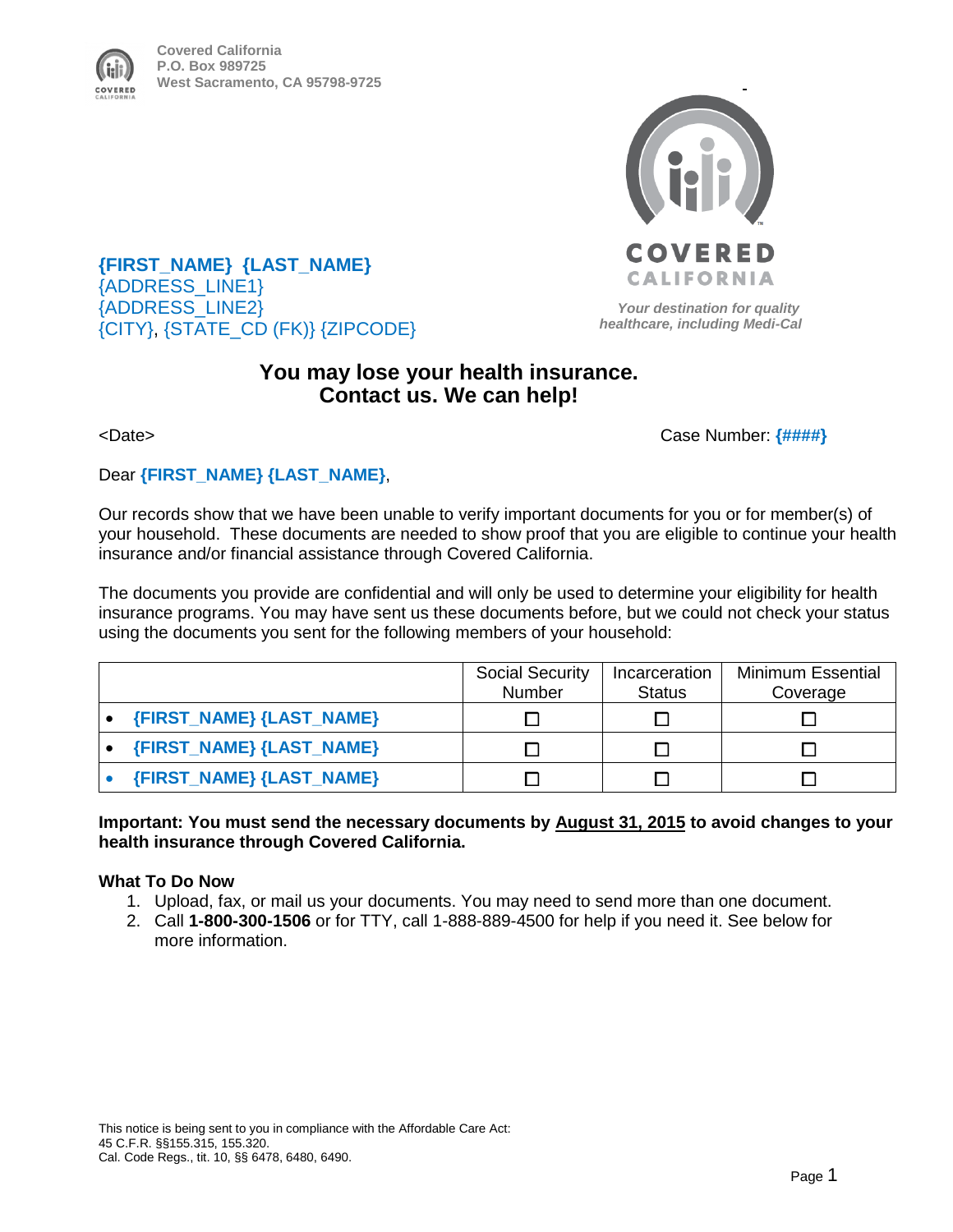Covered California
P.O. Box 989725
West Sacramento, CA 95798-9725

**{FIRST_NAME} {LAST_NAME}**
{ADDRESS_LINE1}
{ADDRESS_LINE2}
{CITY}, {STATE_CD (FK)} {ZIPCODE}

COVERED CALIFORNIA

*Your destination for quality healthcare, including Medi-Cal*

# You may lose your health insurance. Contact us. We can help!

<Date>

Case Number: **{####}**

Dear **{FIRST_NAME} {LAST_NAME}**,

Our records show that we have been unable to verify important documents for you or for member(s) of your household. These documents are needed to show proof that you are eligible to continue your health insurance and/or financial assistance through Covered California.

The documents you provide are confidential and will only be used to determine your eligibility for health insurance programs. You may have sent us these documents before, but we could not check your status using the documents you sent for the following members of your household:

| | Social Security Number | Incarceration Status | Minimum Essential Coverage |
|---|---|---|---|
| • **{FIRST_NAME} {LAST_NAME}** | ☐ | ☐ | ☐ |
| • **{FIRST_NAME} {LAST_NAME}** | ☐ | ☐ | ☐ |
| • **{FIRST_NAME} {LAST_NAME}** | ☐ | ☐ | ☐ |

**Important: You must send the necessary documents by <u>August 31, 2015</u> to avoid changes to your health insurance through Covered California.**

**What To Do Now**

1. Upload, fax, or mail us your documents. You may need to send more than one document.
2. Call **1-800-300-1506** or for TTY, call 1-888-889-4500 for help if you need it. See below for more information.

This notice is being sent to you in compliance with the Affordable Care Act:
45 C.F.R. §§155.315, 155.320.
Cal. Code Regs., tit. 10, §§ 6478, 6480, 6490.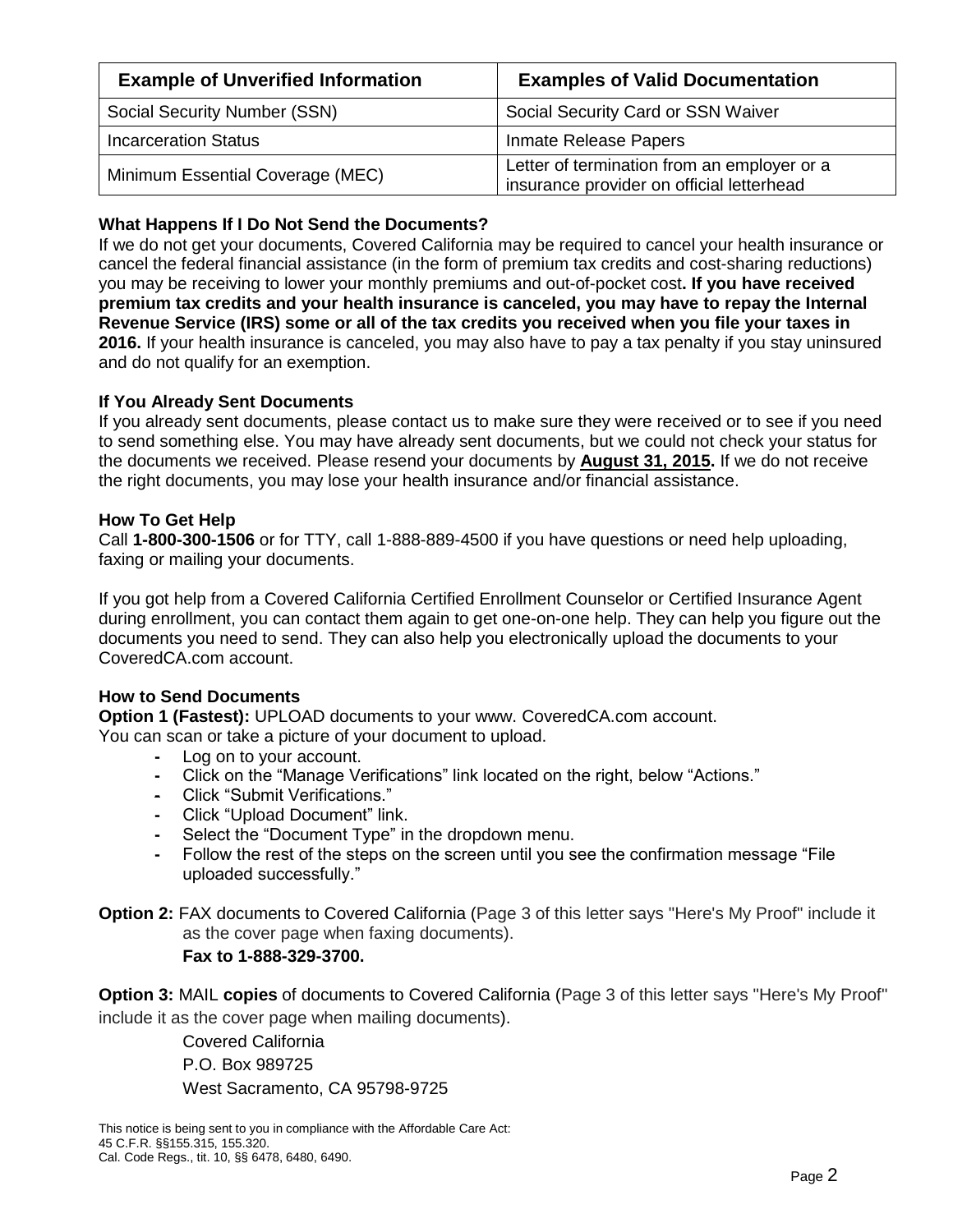| Example of Unverified Information | Examples of Valid Documentation |
| --- | --- |
| Social Security Number (SSN) | Social Security Card or SSN Waiver |
| Incarceration Status | Inmate Release Papers |
| Minimum Essential Coverage (MEC) | Letter of termination from an employer or a insurance provider on official letterhead |

### What Happens If I Do Not Send the Documents?

If we do not get your documents, Covered California may be required to cancel your health insurance or cancel the federal financial assistance (in the form of premium tax credits and cost-sharing reductions) you may be receiving to lower your monthly premiums and out-of-pocket cost**. If you have received premium tax credits and your health insurance is canceled, you may have to repay the Internal Revenue Service (IRS) some or all of the tax credits you received when you file your taxes in 2016.** If your health insurance is canceled, you may also have to pay a tax penalty if you stay uninsured and do not qualify for an exemption.

### If You Already Sent Documents

If you already sent documents, please contact us to make sure they were received or to see if you need to send something else. You may have already sent documents, but we could not check your status for the documents we received. Please resend your documents by **August 31, 2015.** If we do not receive the right documents, you may lose your health insurance and/or financial assistance.

### How To Get Help

Call **1-800-300-1506** or for TTY, call 1-888-889-4500 if you have questions or need help uploading, faxing or mailing your documents.

If you got help from a Covered California Certified Enrollment Counselor or Certified Insurance Agent during enrollment, you can contact them again to get one-on-one help. They can help you figure out the documents you need to send. They can also help you electronically upload the documents to your CoveredCA.com account.

### How to Send Documents

**Option 1 (Fastest):** UPLOAD documents to your www. CoveredCA.com account.
You can scan or take a picture of your document to upload.

- Log on to your account.
- Click on the "Manage Verifications" link located on the right, below "Actions."
- Click "Submit Verifications."
- Click "Upload Document" link.
- Select the "Document Type" in the dropdown menu.
- Follow the rest of the steps on the screen until you see the confirmation message "File uploaded successfully."

**Option 2:** FAX documents to Covered California (Page 3 of this letter says "Here's My Proof" include it as the cover page when faxing documents).
**Fax to 1-888-329-3700.**

**Option 3:** MAIL **copies** of documents to Covered California (Page 3 of this letter says "Here's My Proof" include it as the cover page when mailing documents).

Covered California
P.O. Box 989725
West Sacramento, CA 95798-9725

This notice is being sent to you in compliance with the Affordable Care Act:
45 C.F.R. §§155.315, 155.320.
Cal. Code Regs., tit. 10, §§ 6478, 6480, 6490.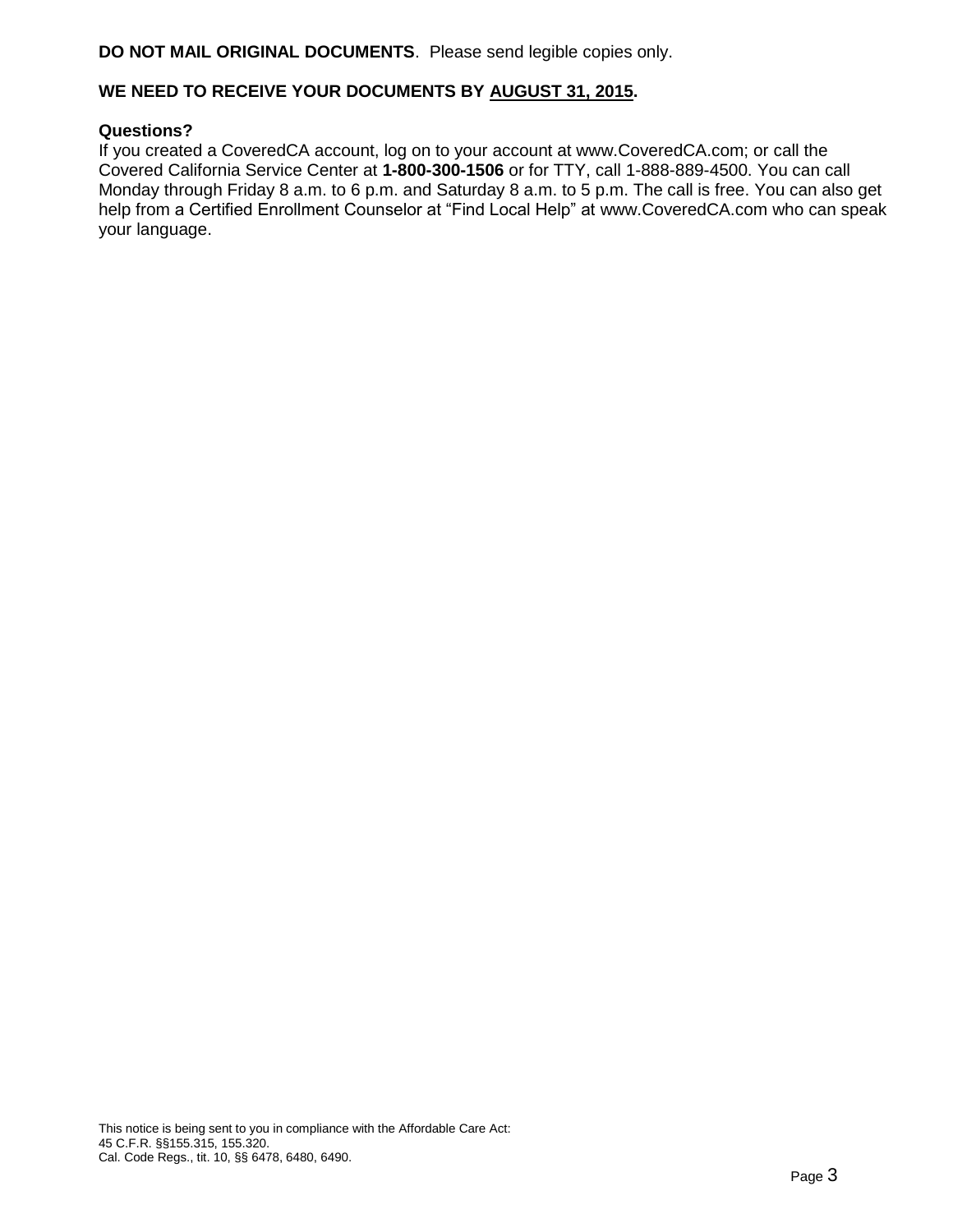**DO NOT MAIL ORIGINAL DOCUMENTS**. Please send legible copies only.

**WE NEED TO RECEIVE YOUR DOCUMENTS BY AUGUST 31, 2015.**

**Questions?**

If you created a CoveredCA account, log on to your account at www.CoveredCA.com; or call the Covered California Service Center at **1-800-300-1506** or for TTY, call 1-888-889-4500. You can call Monday through Friday 8 a.m. to 6 p.m. and Saturday 8 a.m. to 5 p.m. The call is free. You can also get help from a Certified Enrollment Counselor at "Find Local Help" at www.CoveredCA.com who can speak your language.

This notice is being sent to you in compliance with the Affordable Care Act:
45 C.F.R. §§155.315, 155.320.
Cal. Code Regs., tit. 10, §§ 6478, 6480, 6490.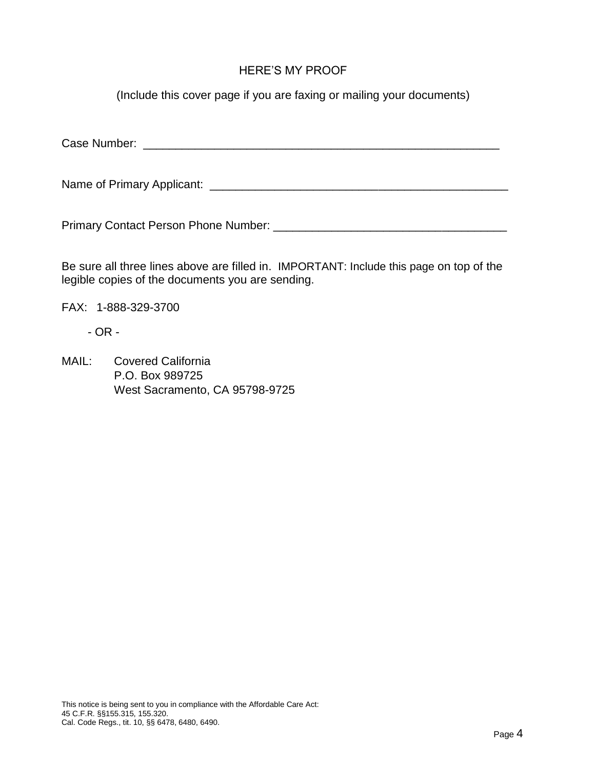# HERE'S MY PROOF

(Include this cover page if you are faxing or mailing your documents)

Case Number: ________________________________________________________

Name of Primary Applicant: _______________________________________________

Primary Contact Person Phone Number: ____________________________________

Be sure all three lines above are filled in. IMPORTANT: Include this page on top of the legible copies of the documents you are sending.

FAX: 1-888-329-3700

- OR -

MAIL: Covered California
P.O. Box 989725
West Sacramento, CA 95798-9725

This notice is being sent to you in compliance with the Affordable Care Act:
45 C.F.R. §§155.315, 155.320.
Cal. Code Regs., tit. 10, §§ 6478, 6480, 6490.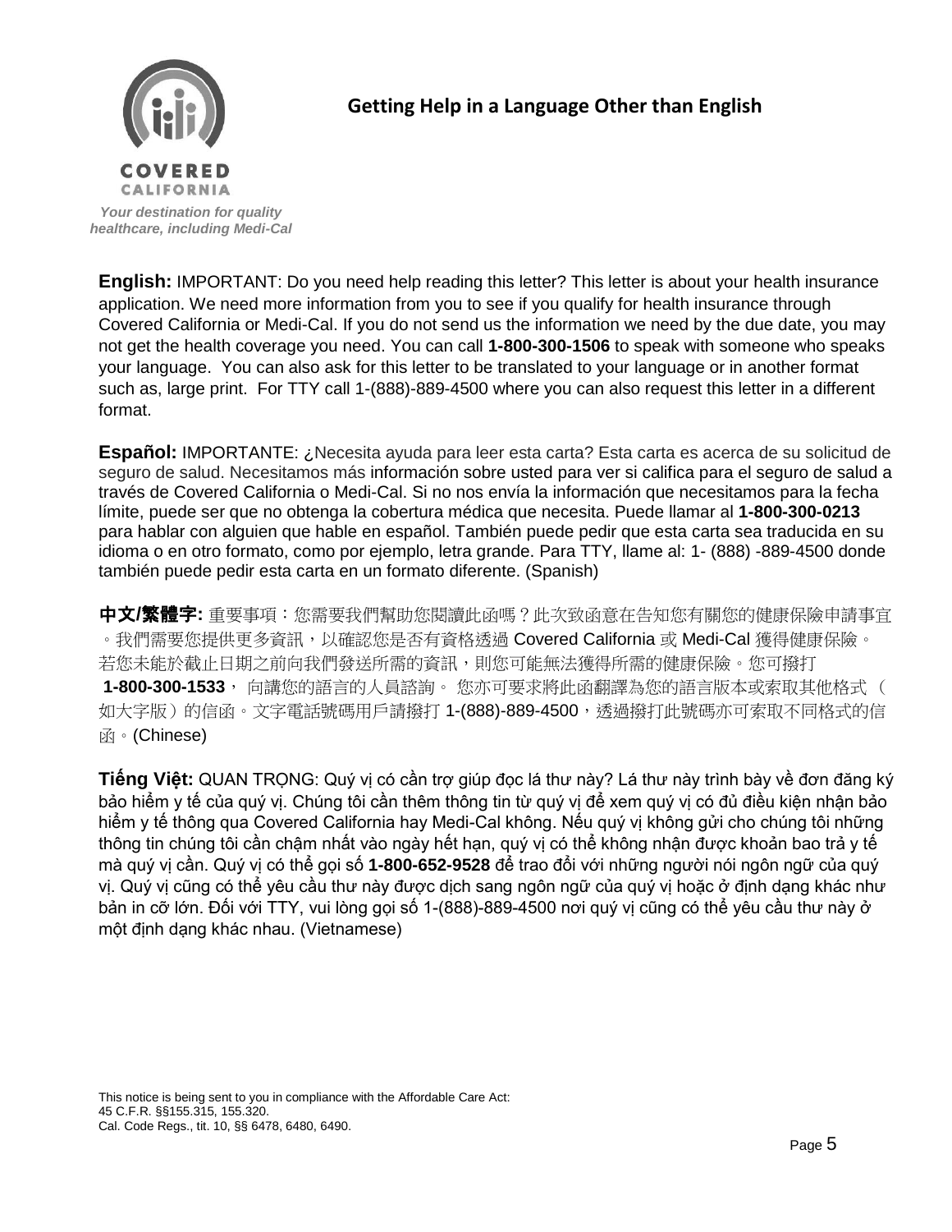COVERED CALIFORNIA

*Your destination for quality healthcare, including Medi-Cal*

## Getting Help in a Language Other than English

**English:** IMPORTANT: Do you need help reading this letter? This letter is about your health insurance application. We need more information from you to see if you qualify for health insurance through Covered California or Medi-Cal. If you do not send us the information we need by the due date, you may not get the health coverage you need. You can call **1-800-300-1506** to speak with someone who speaks your language. You can also ask for this letter to be translated to your language or in another format such as, large print. For TTY call 1-(888)-889-4500 where you can also request this letter in a different format.

**Español:** IMPORTANTE: ¿Necesita ayuda para leer esta carta? Esta carta es acerca de su solicitud de seguro de salud. Necesitamos más información sobre usted para ver si califica para el seguro de salud a través de Covered California o Medi-Cal. Si no nos envía la información que necesitamos para la fecha límite, puede ser que no obtenga la cobertura médica que necesita. Puede llamar al **1-800-300-0213** para hablar con alguien que hable en español. También puede pedir que esta carta sea traducida en su idioma o en otro formato, como por ejemplo, letra grande. Para TTY, llame al: 1- (888) -889-4500 donde también puede pedir esta carta en un formato diferente. (Spanish)

**中文/繁體字:** 重要事項：您需要我們幫助您閱讀此函嗎？此次致函意在告知您有關您的健康保險申請事宜。我們需要您提供更多資訊，以確認您是否有資格透過 Covered California 或 Medi-Cal 獲得健康保險。若您未能於截止日期之前向我們發送所需的資訊，則您可能無法獲得所需的健康保險。您可撥打 **1-800-300-1533**， 向講您的語言的人員諮詢。 您亦可要求將此函翻譯為您的語言版本或索取其他格式（如大字版）的信函。文字電話號碼用戶請撥打 1-(888)-889-4500，透過撥打此號碼亦可索取不同格式的信函。(Chinese)

**Tiếng Việt:** QUAN TRỌNG: Quý vị có cần trợ giúp đọc lá thư này? Lá thư này trình bày về đơn đăng ký bảo hiểm y tế của quý vị. Chúng tôi cần thêm thông tin từ quý vị để xem quý vị có đủ điều kiện nhận bảo hiểm y tế thông qua Covered California hay Medi-Cal không. Nếu quý vị không gửi cho chúng tôi những thông tin chúng tôi cần chậm nhất vào ngày hết hạn, quý vị có thể không nhận được khoản bao trả y tế mà quý vị cần. Quý vị có thể gọi số **1-800-652-9528** để trao đổi với những người nói ngôn ngữ của quý vị. Quý vị cũng có thể yêu cầu thư này được dịch sang ngôn ngữ của quý vị hoặc ở định dạng khác như bản in cỡ lớn. Đối với TTY, vui lòng gọi số 1-(888)-889-4500 nơi quý vị cũng có thể yêu cầu thư này ở một định dạng khác nhau. (Vietnamese)

This notice is being sent to you in compliance with the Affordable Care Act:
45 C.F.R. §§155.315, 155.320.
Cal. Code Regs., tit. 10, §§ 6478, 6480, 6490.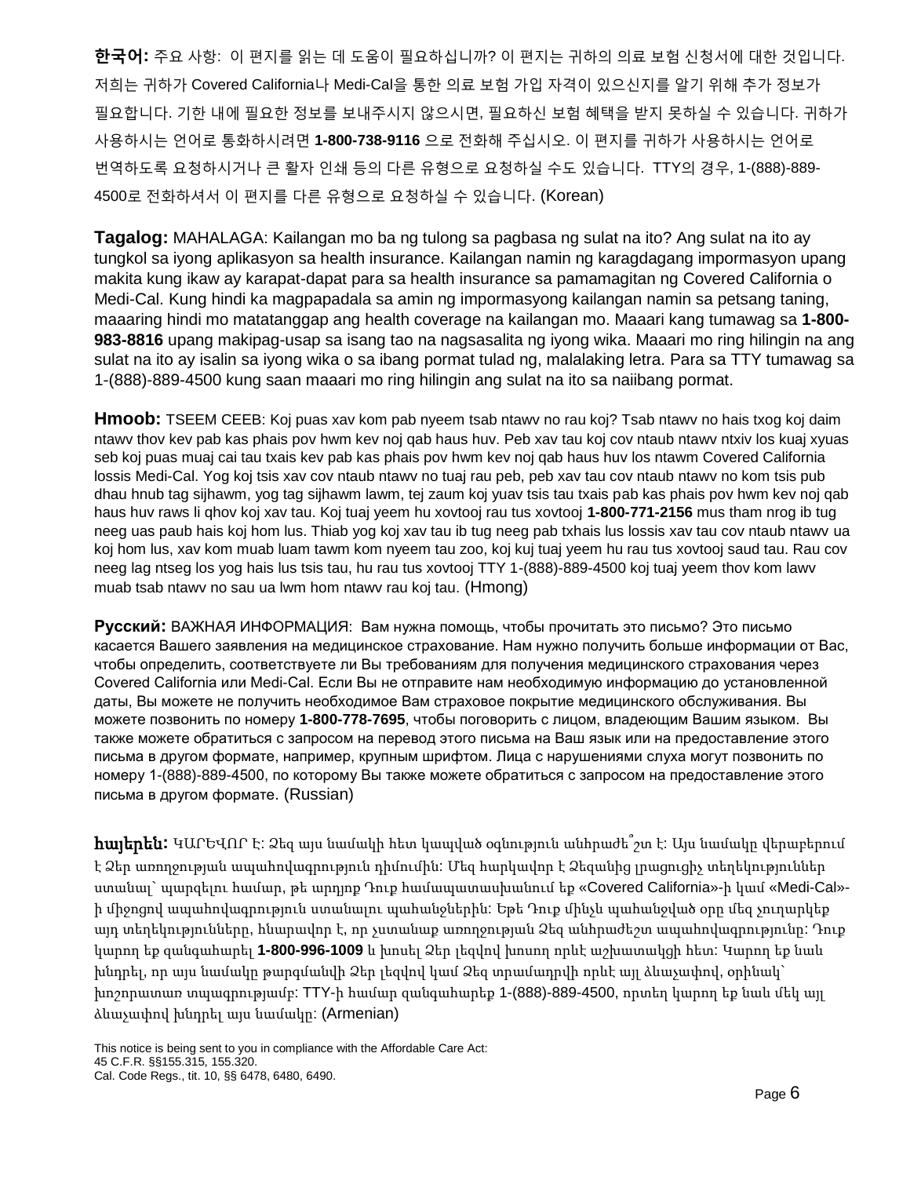**한국어:** 주요 사항: 이 편지를 읽는 데 도움이 필요하십니까? 이 편지는 귀하의 의료 보험 신청서에 대한 것입니다. 저희는 귀하가 Covered California나 Medi-Cal을 통한 의료 보험 가입 자격이 있으신지를 알기 위해 추가 정보가 필요합니다. 기한 내에 필요한 정보를 보내주시지 않으시면, 필요하신 보험 혜택을 받지 못하실 수 있습니다. 귀하가 사용하시는 언어로 통화하시려면 **1-800-738-9116** 으로 전화해 주십시오. 이 편지를 귀하가 사용하시는 언어로 번역하도록 요청하시거나 큰 활자 인쇄 등의 다른 유형으로 요청하실 수도 있습니다. TTY의 경우, 1-(888)-889-4500로 전화하셔서 이 편지를 다른 유형으로 요청하실 수 있습니다. (Korean)

**Tagalog:** MAHALAGA: Kailangan mo ba ng tulong sa pagbasa ng sulat na ito? Ang sulat na ito ay tungkol sa iyong aplikasyon sa health insurance. Kailangan namin ng karagdagang impormasyon upang makita kung ikaw ay karapat-dapat para sa health insurance sa pamamagitan ng Covered California o Medi-Cal. Kung hindi ka magpapadala sa amin ng impormasyong kailangan namin sa petsang taning, maaaring hindi mo matatanggap ang health coverage na kailangan mo. Maaari kang tumawag sa **1-800-983-8816** upang makipag-usap sa isang tao na nagsasalita ng iyong wika. Maaari mo ring hilingin na ang sulat na ito ay isalin sa iyong wika o sa ibang pormat tulad ng, malalaking letra. Para sa TTY tumawag sa 1-(888)-889-4500 kung saan maaari mo ring hilingin ang sulat na ito sa naiibang pormat.

**Hmoob:** TSEEM CEEB: Koj puas xav kom pab nyeem tsab ntawv no rau koj? Tsab ntawv no hais txog koj daim ntawv thov kev pab kas phais pov hwm kev noj qab haus huv. Peb xav tau koj cov ntaub ntawv ntxiv los kuaj xyuas seb koj puas muaj cai tau txais kev pab kas phais pov hwm kev noj qab haus huv los ntawm Covered California lossis Medi-Cal. Yog koj tsis xav cov ntaub ntawv no tuaj rau peb, peb xav tau cov ntaub ntawv no kom tsis pub dhau hnub tag sijhawm, yog tag sijhawm lawm, tej zaum koj yuav tsis tau txais pab kas phais pov hwm kev noj qab haus huv raws li qhov koj xav tau. Koj tuaj yeem hu xovtooj rau tus xovtooj **1-800-771-2156** mus tham nrog ib tug neeg uas paub hais koj hom lus. Thiab yog koj xav tau ib tug neeg pab txhais lus lossis xav tau cov ntaub ntawv ua koj hom lus, xav kom muab luam tawm kom nyeem tau zoo, koj kuj tuaj yeem hu rau tus xovtooj saud tau. Rau cov neeg lag ntseg los yog hais lus tsis tau, hu rau tus xovtooj TTY 1-(888)-889-4500 koj tuaj yeem thov kom lawv muab tsab ntawv no sau ua lwm hom ntawv rau koj tau. (Hmong)

**Русский:** ВАЖНАЯ ИНФОРМАЦИЯ: Вам нужна помощь, чтобы прочитать это письмо? Это письмо касается Вашего заявления на медицинское страхование. Нам нужно получить больше информации от Вас, чтобы определить, соответствуете ли Вы требованиям для получения медицинского страхования через Covered California или Medi-Cal. Если Вы не отправите нам необходимую информацию до установленной даты, Вы можете не получить необходимое Вам страховое покрытие медицинского обслуживания. Вы можете позвонить по номеру **1-800-778-7695**, чтобы поговорить с лицом, владеющим Вашим языком. Вы также можете обратиться с запросом на перевод этого письма на Ваш язык или на предоставление этого письма в другом формате, например, крупным шрифтом. Лица с нарушениями слуха могут позвонить по номеру 1-(888)-889-4500, по которому Вы также можете обратиться с запросом на предоставление этого письма в другом формате. (Russian)

**հայերեն:** ԿԱՐԵՎՈՐ է: Ձեզ այս նամակի հետ կապված օգնություն անհրաժե՞շտ է: Այս նամակը վերաբերում է Ձեր առողջության ապահովագրություն դիմումին: Մեզ հարկավոր է Ձեզանից լրացուցիչ տեղեկություններ ստանալ՝ պարզելու համար, թե արդյոք Դուք համապատասխանում եք «Covered California»-ի կամ «Medi-Cal»-ի միջոցով ապահովագրություն ստանալու պահանջներին: Եթե Դուք մինչև պահանջված օրը մեզ չուղարկեք այդ տեղեկությունները, հնարավոր է, որ չստանաք առողջության Ձեզ անհրաժեշտ ապահովագրությունը: Դուք կարող եք զանգահարել **1-800-996-1009** և խոսել Ձեր լեզվով խոսող որևէ աշխատակցի հետ: Կարող եք նաև խնդրել, որ այս նամակը թարգմանվի Ձեր լեզվով կամ Ձեզ տրամադրվի որևէ այլ ձևաչափով, օրինակ՝ խոշորատառ տպագրությամբ: TTY-ի համար զանգահարեք 1-(888)-889-4500, որտեղ կարող եք նաև մեկ այլ ձևաչափով խնդրել այս նամակը: (Armenian)

This notice is being sent to you in compliance with the Affordable Care Act:
45 C.F.R. §§155.315, 155.320.
Cal. Code Regs., tit. 10, §§ 6478, 6480, 6490.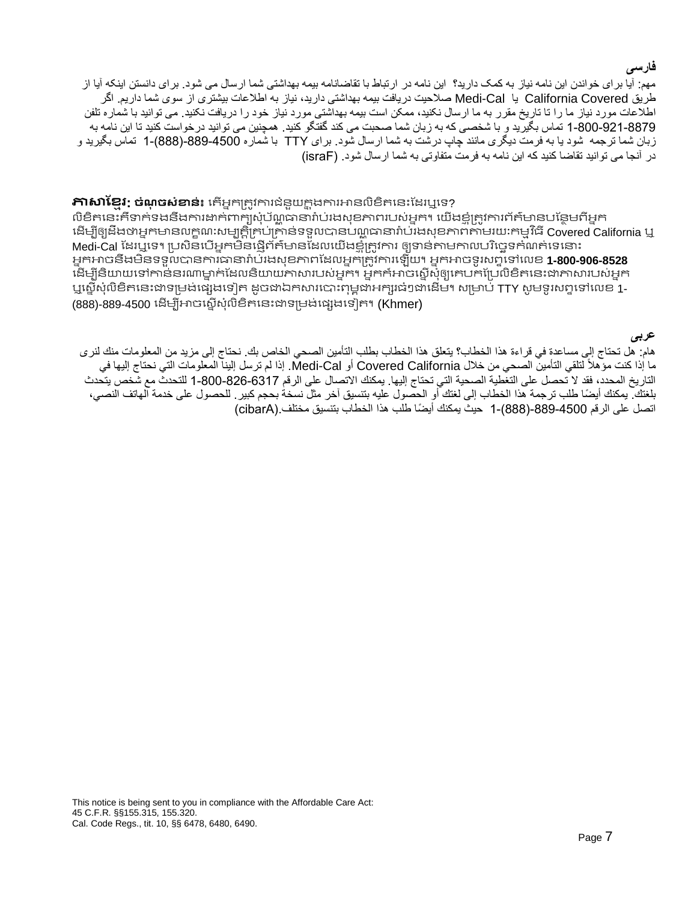**فارسی**

مهم: آیا برای خواندن این نامه نیاز به کمک دارید؟ این نامه در ارتباط با تقاضانامه بیمه بهداشتی شما ارسال می شود. برای دانستن اینکه آیا از طریق California Covered یا Medi-Cal صلاحیت دریافت بیمه بهداشتی دارید، نیاز به اطلاعات بیشتری از سوی شما داریم. اگر اطلاعات مورد نیاز ما را تا تاریخ مقرر به ما ارسال نکنید، ممکن است بیمه بهداشتی مورد نیاز خود را دریافت نکنید. می توانید با شماره تلفن 1-800-921-8879 تماس بگیرید و با شخصی که به زبان شما صحبت می کند گفتگو کنید. همچنین می توانید درخواست کنید تا این نامه به زبان شما ترجمه شود یا به فرمت دیگری مانند چاپ درشت به شما ارسال شود. برای TTY با شماره 1-(888)-889-4500 تماس بگیرید و در آنجا می توانید تقاضا کنید که این نامه به فرمت متفاوتی به شما ارسال شود. (israF)

**ភាសាខ្មែរ: ចំណុចសំខាន់៖** តើអ្នកត្រូវការជំនួយក្នុងការអានលិខិតនេះដែរឬទេ? លិខិតនេះគឺទាក់ទងនឹងការដាក់ពាក្យសុំប័ណ្ណធានារ៉ាប់រងសុខភាពរបស់អ្នក។ យើងខ្ញុំត្រូវការព័ត៌មានបន្ថែមពីអ្នក ដើម្បីឲ្យដឹងថាអ្នកមានលក្ខណៈសម្បត្តិគ្រប់គ្រាន់ទទួលបានបណ្ណធានារ៉ាប់រងសុខភាពតាមរយៈកម្មវិធី Covered California ឬ Medi-Cal ដែរឬទេ។ ប្រសិនបើអ្នកមិនផ្ញើព័ត៌មានដែលយើងខ្ញុំត្រូវការ ឲ្យទាន់តាមកាលបរិច្ឆេទកំណត់ទេនោះ អ្នកអាចនឹងមិនទទួលបានការធានារ៉ាប់រងសុខភាពដែលអ្នកត្រូវការឡើយ។ អ្នកអាចទូរសព្ទទៅលេខ **1-800-906-8528** ដើម្បីនិយាយទៅកាន់នរណាម្នាក់ដែលនិយាយភាសារបស់អ្នក។ អ្នកក៏អាចស្នើសុំឲ្យគេបកប្រែលិខិតនេះជាភាសារបស់អ្នក ឬស្នើសុំលិខិតនេះជាទម្រង់ផ្សេងទៀត ដូចជាឯកសារបោះពុម្ពជាអក្សរធំៗជាដើម។ សម្រាប់ TTY សូមទូរសព្ទទៅលេខ 1-(888)-889-4500 ដើម្បីអាចស្នើសុំលិខិតនេះជាទម្រង់ផ្សេងទៀត។ (Khmer)

**عربی**

هام: هل تحتاج إلى مساعدة في قراءة هذا الخطاب؟ يتعلق هذا الخطاب بطلب التأمين الصحي الخاص بك. نحتاج إلى مزيد من المعلومات منك لنرى ما إذا كنت مؤهلاً لتلقي التأمين الصحي من خلال Covered California أو Medi-Cal. إذا لم ترسل إلينا المعلومات التي نحتاج إليها في التاريخ المحدد، فقد لا تحصل على التغطية الصحية التي تحتاج إليها. يمكنك الاتصال على الرقم 1-800-826-6317 للتحدث مع شخص يتحدث بلغتك. يمكنك أيضًا طلب ترجمة هذا الخطاب إلى لغتك أو الحصول عليه بتنسيق آخر مثل نسخة بحجم كبير. للحصول على خدمة الهاتف النصي، اتصل على الرقم 1-(888)-889-4500 حيث يمكنك أيضًا طلب هذا الخطاب بتنسيق مختلف.(cibarA)

This notice is being sent to you in compliance with the Affordable Care Act:
45 C.F.R. §§155.315, 155.320.
Cal. Code Regs., tit. 10, §§ 6478, 6480, 6490.